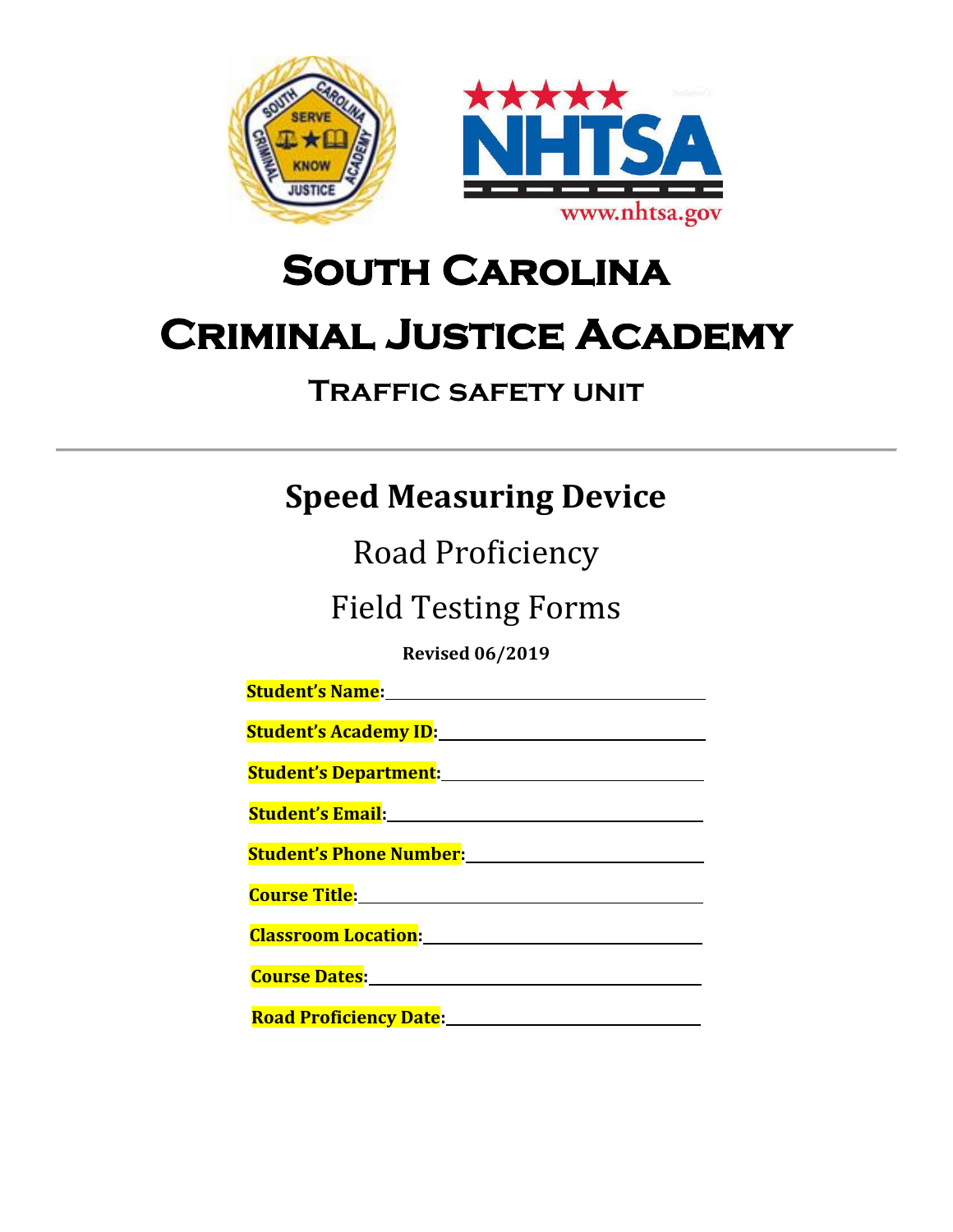# South Carolina Criminal Justice Academy

## Traffic safety unit

---

## Speed Measuring Device

Road Proficiency

Field Testing Forms

**Revised 06/2019**

**Student's Name:** ______________________________

**Student's Academy ID:** ______________________________

**Student's Department:** ______________________________

**Student's Email:** ______________________________

**Student's Phone Number:** ______________________________

**Course Title:** ______________________________

**Classroom Location:** ______________________________

**Course Dates:** ______________________________

**Road Proficiency Date:** ______________________________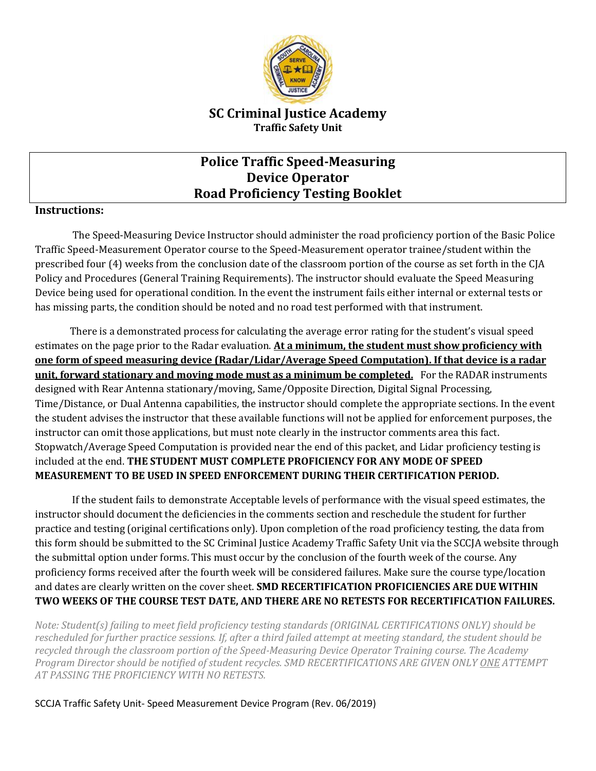# SC Criminal Justice Academy

**Traffic Safety Unit**

## Police Traffic Speed-Measuring Device Operator Road Proficiency Testing Booklet

**Instructions:**

The Speed-Measuring Device Instructor should administer the road proficiency portion of the Basic Police Traffic Speed-Measurement Operator course to the Speed-Measurement operator trainee/student within the prescribed four (4) weeks from the conclusion date of the classroom portion of the course as set forth in the CJA Policy and Procedures (General Training Requirements). The instructor should evaluate the Speed Measuring Device being used for operational condition. In the event the instrument fails either internal or external tests or has missing parts, the condition should be noted and no road test performed with that instrument.

There is a demonstrated process for calculating the average error rating for the student's visual speed estimates on the page prior to the Radar evaluation. **At a minimum, the student must show proficiency with one form of speed measuring device (Radar/Lidar/Average Speed Computation). If that device is a radar unit, forward stationary and moving mode must as a minimum be completed.** For the RADAR instruments designed with Rear Antenna stationary/moving, Same/Opposite Direction, Digital Signal Processing, Time/Distance, or Dual Antenna capabilities, the instructor should complete the appropriate sections. In the event the student advises the instructor that these available functions will not be applied for enforcement purposes, the instructor can omit those applications, but must note clearly in the instructor comments area this fact. Stopwatch/Average Speed Computation is provided near the end of this packet, and Lidar proficiency testing is included at the end. **THE STUDENT MUST COMPLETE PROFICIENCY FOR ANY MODE OF SPEED MEASUREMENT TO BE USED IN SPEED ENFORCEMENT DURING THEIR CERTIFICATION PERIOD.**

If the student fails to demonstrate Acceptable levels of performance with the visual speed estimates, the instructor should document the deficiencies in the comments section and reschedule the student for further practice and testing (original certifications only). Upon completion of the road proficiency testing, the data from this form should be submitted to the SC Criminal Justice Academy Traffic Safety Unit via the SCCJA website through the submittal option under forms. This must occur by the conclusion of the fourth week of the course. Any proficiency forms received after the fourth week will be considered failures. Make sure the course type/location and dates are clearly written on the cover sheet. **SMD RECERTIFICATION PROFICIENCIES ARE DUE WITHIN TWO WEEKS OF THE COURSE TEST DATE, AND THERE ARE NO RETESTS FOR RECERTIFICATION FAILURES.**

*Note: Student(s) failing to meet field proficiency testing standards (ORIGINAL CERTIFICATIONS ONLY) should be rescheduled for further practice sessions. If, after a third failed attempt at meeting standard, the student should be recycled through the classroom portion of the Speed-Measuring Device Operator Training course. The Academy Program Director should be notified of student recycles. SMD RECERTIFICATIONS ARE GIVEN ONLY ONE ATTEMPT AT PASSING THE PROFICIENCY WITH NO RETESTS.*

SCCJA Traffic Safety Unit- Speed Measurement Device Program (Rev. 06/2019)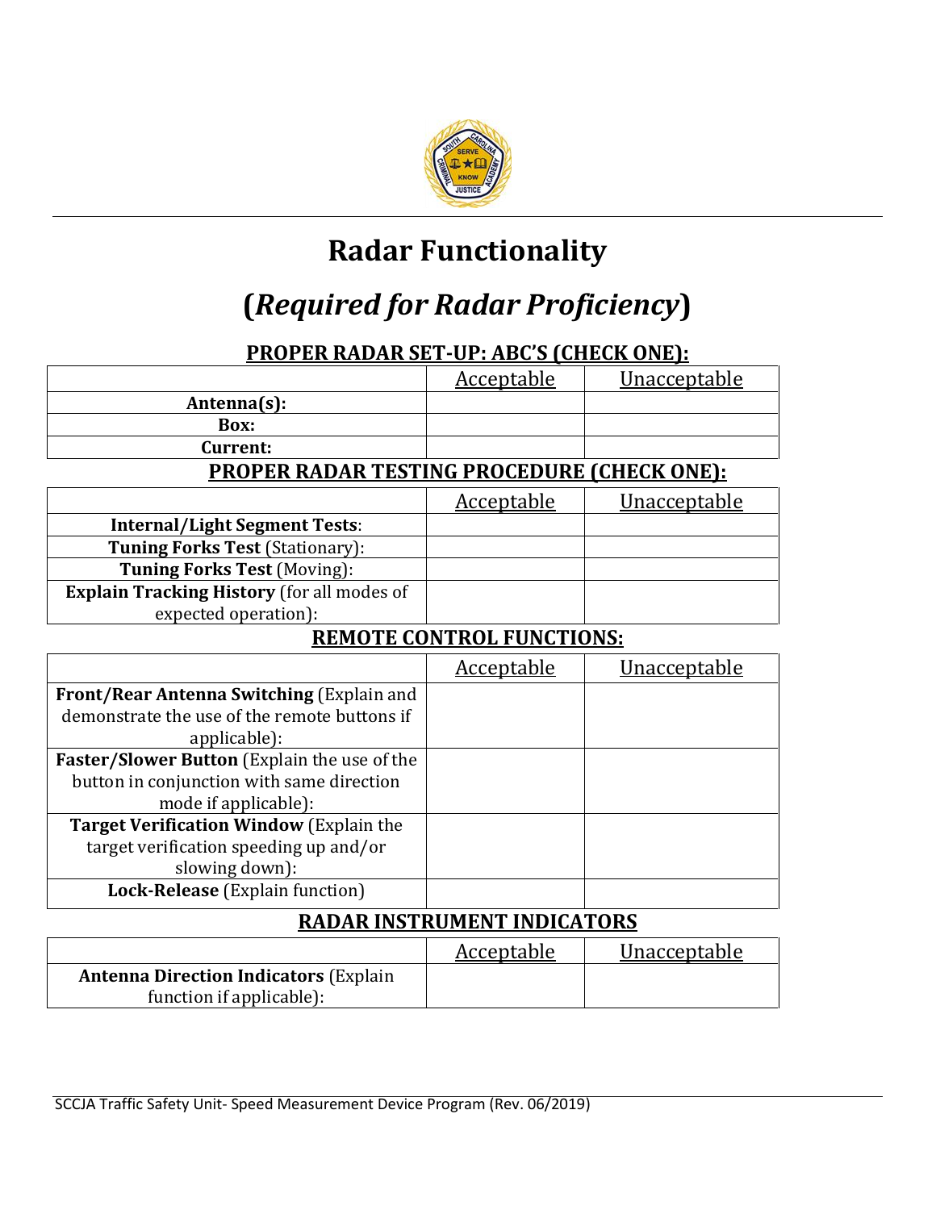# Radar Functionality

## (*Required for Radar Proficiency*)

### PROPER RADAR SET-UP: ABC'S (CHECK ONE):

| | Acceptable | Unacceptable |
|---|---|---|
| **Antenna(s):** | | |
| **Box:** | | |
| **Current:** | | |

### PROPER RADAR TESTING PROCEDURE (CHECK ONE):

| | Acceptable | Unacceptable |
|---|---|---|
| **Internal/Light Segment Tests**: | | |
| **Tuning Forks Test** (Stationary): | | |
| **Tuning Forks Test** (Moving): | | |
| **Explain Tracking History** (for all modes of expected operation): | | |

### REMOTE CONTROL FUNCTIONS:

| | Acceptable | Unacceptable |
|---|---|---|
| **Front/Rear Antenna Switching** (Explain and demonstrate the use of the remote buttons if applicable): | | |
| **Faster/Slower Button** (Explain the use of the button in conjunction with same direction mode if applicable): | | |
| **Target Verification Window** (Explain the target verification speeding up and/or slowing down): | | |
| **Lock-Release** (Explain function) | | |

### RADAR INSTRUMENT INDICATORS

| | Acceptable | Unacceptable |
|---|---|---|
| **Antenna Direction Indicators** (Explain function if applicable): | | |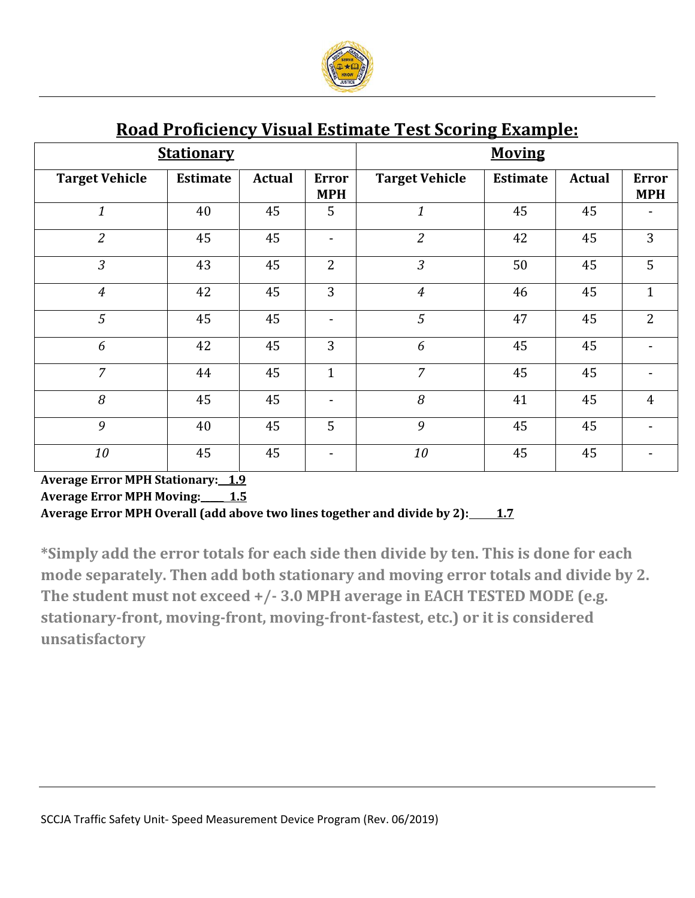## Road Proficiency Visual Estimate Test Scoring Example:

| Stationary | | | | Moving | | | |
|---|---|---|---|---|---|---|---|
| **Target Vehicle** | **Estimate** | **Actual** | **Error MPH** | **Target Vehicle** | **Estimate** | **Actual** | **Error MPH** |
| *1* | 40 | 45 | 5 | *1* | 45 | 45 | - |
| *2* | 45 | 45 | - | *2* | 42 | 45 | 3 |
| *3* | 43 | 45 | 2 | *3* | 50 | 45 | 5 |
| *4* | 42 | 45 | 3 | *4* | 46 | 45 | 1 |
| *5* | 45 | 45 | - | *5* | 47 | 45 | 2 |
| *6* | 42 | 45 | 3 | *6* | 45 | 45 | - |
| *7* | 44 | 45 | 1 | *7* | 45 | 45 | - |
| *8* | 45 | 45 | - | *8* | 41 | 45 | 4 |
| *9* | 40 | 45 | 5 | *9* | 45 | 45 | - |
| *10* | 45 | 45 | - | *10* | 45 | 45 | - |

**Average Error MPH Stationary: 1.9**
**Average Error MPH Moving: 1.5**
**Average Error MPH Overall (add above two lines together and divide by 2): 1.7**

**\*Simply add the error totals for each side then divide by ten. This is done for each mode separately. Then add both stationary and moving error totals and divide by 2. The student must not exceed +/- 3.0 MPH average in EACH TESTED MODE (e.g. stationary-front, moving-front, moving-front-fastest, etc.) or it is considered unsatisfactory**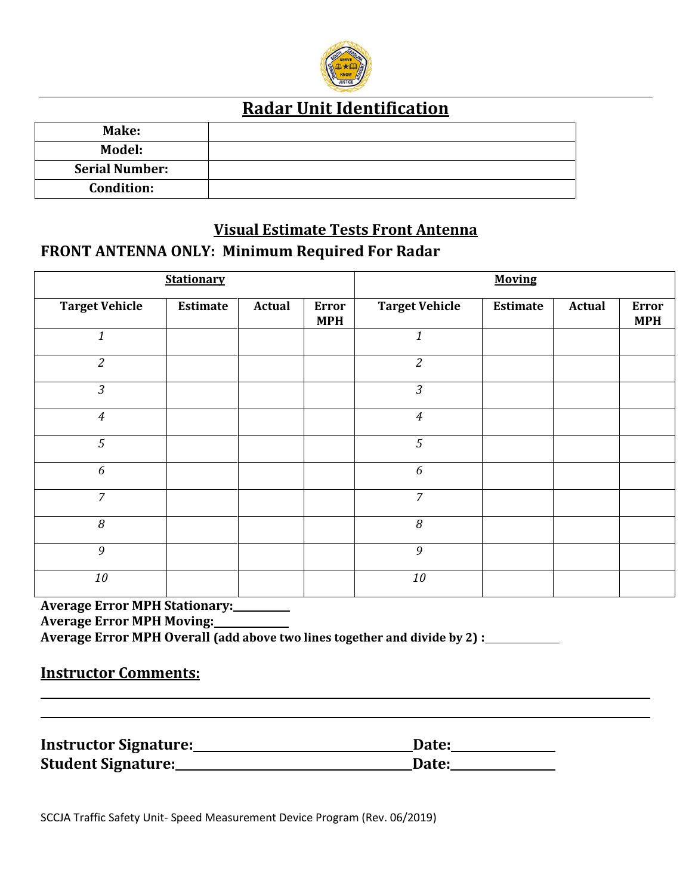# Radar Unit Identification

| | |
|---|---|
| **Make:** | |
| **Model:** | |
| **Serial Number:** | |
| **Condition:** | |

## Visual Estimate Tests Front Antenna

### FRONT ANTENNA ONLY: Minimum Required For Radar

| **Stationary** | | | | **Moving** | | | |
|---|---|---|---|---|---|---|---|
| **Target Vehicle** | **Estimate** | **Actual** | **Error MPH** | **Target Vehicle** | **Estimate** | **Actual** | **Error MPH** |
| *1* | | | | *1* | | | |
| *2* | | | | *2* | | | |
| *3* | | | | *3* | | | |
| *4* | | | | *4* | | | |
| *5* | | | | *5* | | | |
| *6* | | | | *6* | | | |
| *7* | | | | *7* | | | |
| *8* | | | | *8* | | | |
| *9* | | | | *9* | | | |
| *10* | | | | *10* | | | |

**Average Error MPH Stationary:**__________

**Average Error MPH Moving:**____________

**Average Error MPH Overall (add above two lines together and divide by 2) :**____________

## Instructor Comments:

______________________________________________________________________________

______________________________________________________________________________

**Instructor Signature:**________________________________ **Date:**______________

**Student Signature:**__________________________________ **Date:**______________

SCCJA Traffic Safety Unit- Speed Measurement Device Program (Rev. 06/2019)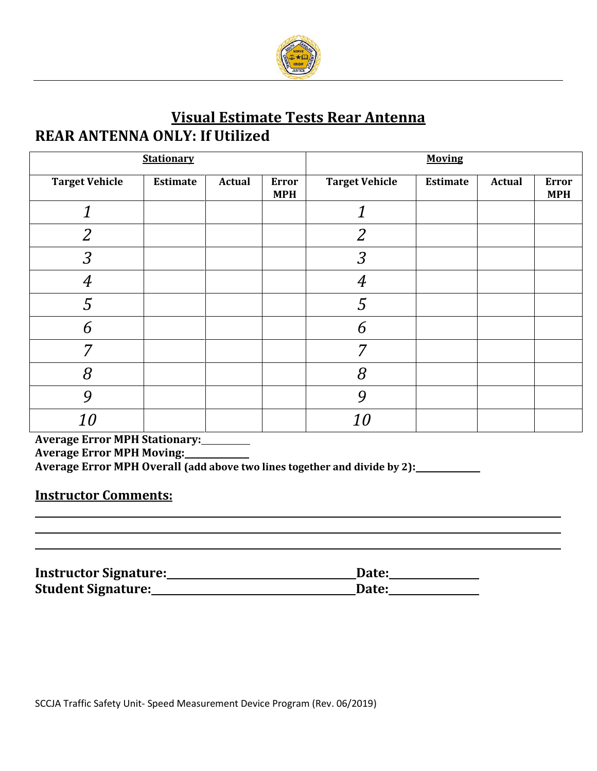# Visual Estimate Tests Rear Antenna

## REAR ANTENNA ONLY: If Utilized

| Stationary | | | | Moving | | | |
|---|---|---|---|---|---|---|---|
| **Target Vehicle** | **Estimate** | **Actual** | **Error MPH** | **Target Vehicle** | **Estimate** | **Actual** | **Error MPH** |
| *1* | | | | *1* | | | |
| *2* | | | | *2* | | | |
| *3* | | | | *3* | | | |
| *4* | | | | *4* | | | |
| *5* | | | | *5* | | | |
| *6* | | | | *6* | | | |
| *7* | | | | *7* | | | |
| *8* | | | | *8* | | | |
| *9* | | | | *9* | | | |
| *10* | | | | *10* | | | |

**Average Error MPH Stationary:**\_\_\_\_\_\_\_\_\_\_
**Average Error MPH Moving:**\_\_\_\_\_\_\_\_\_\_\_\_
**Average Error MPH Overall (add above two lines together and divide by 2):**\_\_\_\_\_\_\_\_\_\_\_\_

**Instructor Comments:**

\_\_\_\_\_\_\_\_\_\_\_\_\_\_\_\_\_\_\_\_\_\_\_\_\_\_\_\_\_\_\_\_\_\_\_\_\_\_\_\_\_\_\_\_\_\_\_\_\_\_\_\_\_\_\_\_\_\_\_\_\_\_\_\_\_\_\_\_\_\_\_\_\_\_\_\_\_\_

\_\_\_\_\_\_\_\_\_\_\_\_\_\_\_\_\_\_\_\_\_\_\_\_\_\_\_\_\_\_\_\_\_\_\_\_\_\_\_\_\_\_\_\_\_\_\_\_\_\_\_\_\_\_\_\_\_\_\_\_\_\_\_\_\_\_\_\_\_\_\_\_\_\_\_\_\_\_

\_\_\_\_\_\_\_\_\_\_\_\_\_\_\_\_\_\_\_\_\_\_\_\_\_\_\_\_\_\_\_\_\_\_\_\_\_\_\_\_\_\_\_\_\_\_\_\_\_\_\_\_\_\_\_\_\_\_\_\_\_\_\_\_\_\_\_\_\_\_\_\_\_\_\_\_\_\_

**Instructor Signature:**\_\_\_\_\_\_\_\_\_\_\_\_\_\_\_\_\_\_\_\_\_\_\_\_\_\_\_\_\_\_\_\_**Date:**\_\_\_\_\_\_\_\_\_\_\_\_\_\_
**Student Signature:**\_\_\_\_\_\_\_\_\_\_\_\_\_\_\_\_\_\_\_\_\_\_\_\_\_\_\_\_\_\_\_\_\_\_**Date:**\_\_\_\_\_\_\_\_\_\_\_\_\_\_

SCCJA Traffic Safety Unit- Speed Measurement Device Program (Rev. 06/2019)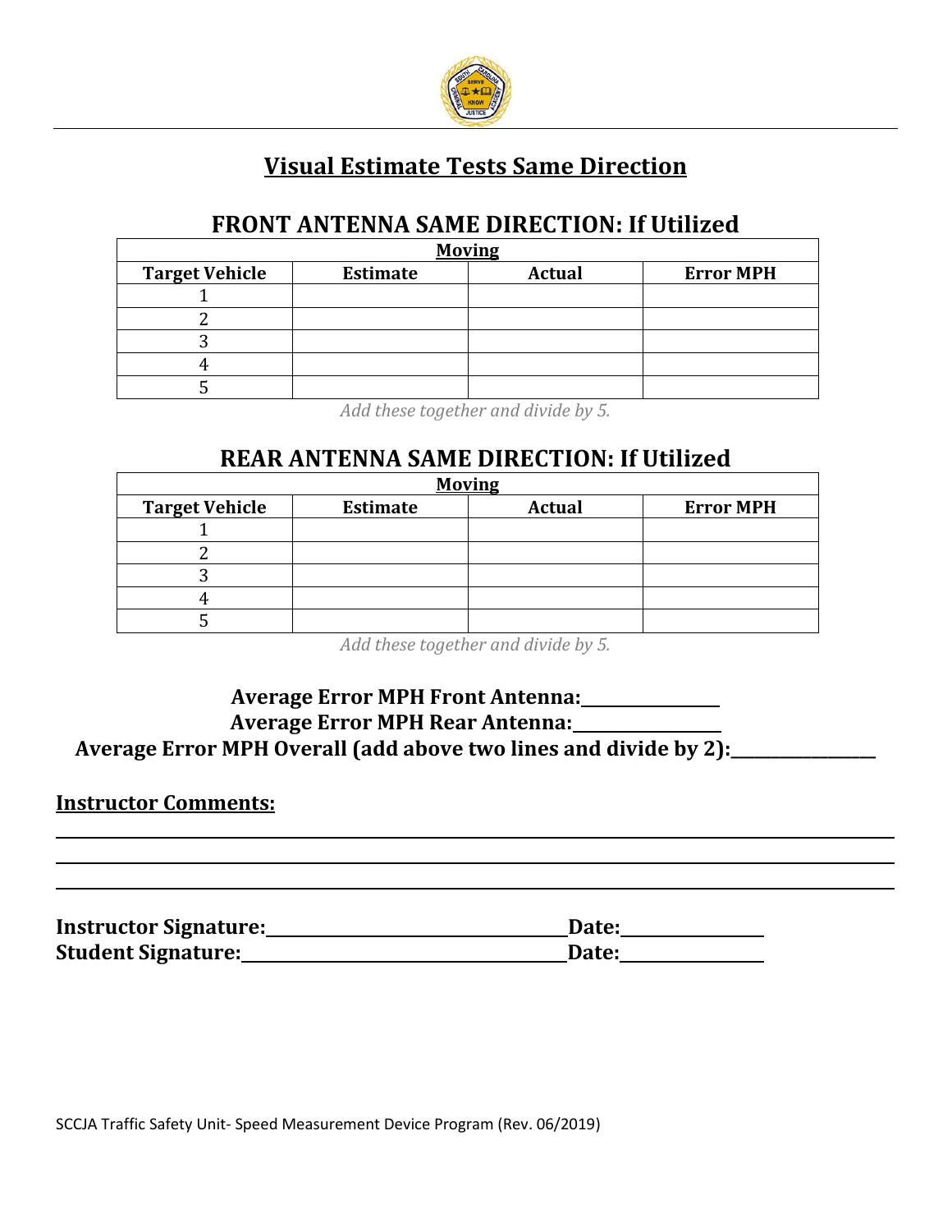# Visual Estimate Tests Same Direction

## FRONT ANTENNA SAME DIRECTION: If Utilized

| Moving | | | |
|---|---|---|---|
| **Target Vehicle** | **Estimate** | **Actual** | **Error MPH** |
| 1 | | | |
| 2 | | | |
| 3 | | | |
| 4 | | | |
| 5 | | | |

*Add these together and divide by 5.*

## REAR ANTENNA SAME DIRECTION: If Utilized

| Moving | | | |
|---|---|---|---|
| **Target Vehicle** | **Estimate** | **Actual** | **Error MPH** |
| 1 | | | |
| 2 | | | |
| 3 | | | |
| 4 | | | |
| 5 | | | |

*Add these together and divide by 5.*

**Average Error MPH Front Antenna:**_______________

**Average Error MPH Rear Antenna:**_______________

**Average Error MPH Overall (add above two lines and divide by 2):**_______________

**Instructor Comments:**

______________________________________________________________________________

______________________________________________________________________________

______________________________________________________________________________

**Instructor Signature:**_______________________________**Date:**_______________

**Student Signature:**_________________________________**Date:**_______________

SCCJA Traffic Safety Unit- Speed Measurement Device Program (Rev. 06/2019)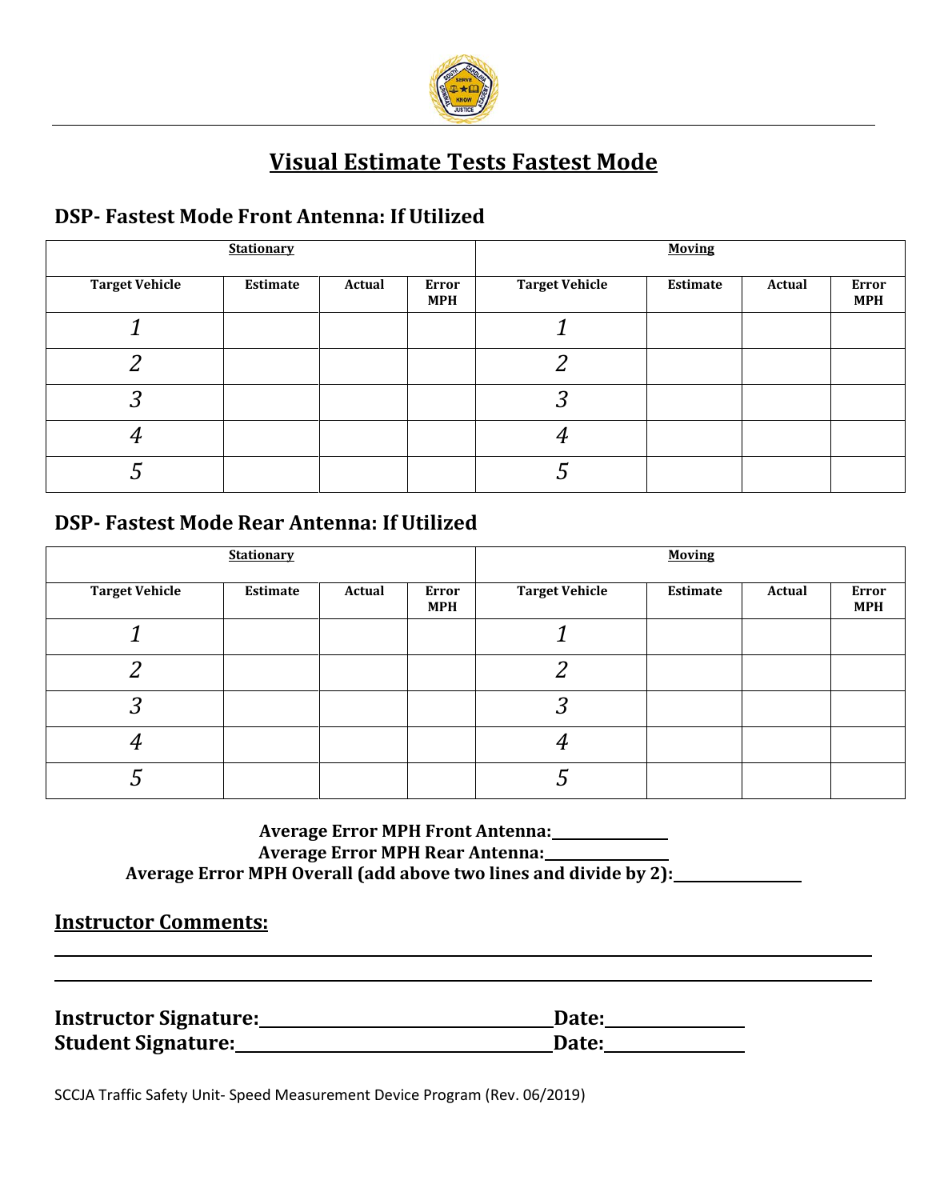# Visual Estimate Tests Fastest Mode

## DSP- Fastest Mode Front Antenna: If Utilized

| Stationary | | | | Moving | | | |
|---|---|---|---|---|---|---|---|
| **Target Vehicle** | **Estimate** | **Actual** | **Error MPH** | **Target Vehicle** | **Estimate** | **Actual** | **Error MPH** |
| *1* | | | | *1* | | | |
| *2* | | | | *2* | | | |
| *3* | | | | *3* | | | |
| *4* | | | | *4* | | | |
| *5* | | | | *5* | | | |

## DSP- Fastest Mode Rear Antenna: If Utilized

| Stationary | | | | Moving | | | |
|---|---|---|---|---|---|---|---|
| **Target Vehicle** | **Estimate** | **Actual** | **Error MPH** | **Target Vehicle** | **Estimate** | **Actual** | **Error MPH** |
| *1* | | | | *1* | | | |
| *2* | | | | *2* | | | |
| *3* | | | | *3* | | | |
| *4* | | | | *4* | | | |
| *5* | | | | *5* | | | |

**Average Error MPH Front Antenna:______________**

**Average Error MPH Rear Antenna:______________**

**Average Error MPH Overall (add above two lines and divide by 2):______________**

## Instructor Comments:

______________________________________________________________________________

______________________________________________________________________________

**Instructor Signature:**________________________________ **Date:**______________

**Student Signature:**__________________________________ **Date:**______________

SCCJA Traffic Safety Unit- Speed Measurement Device Program (Rev. 06/2019)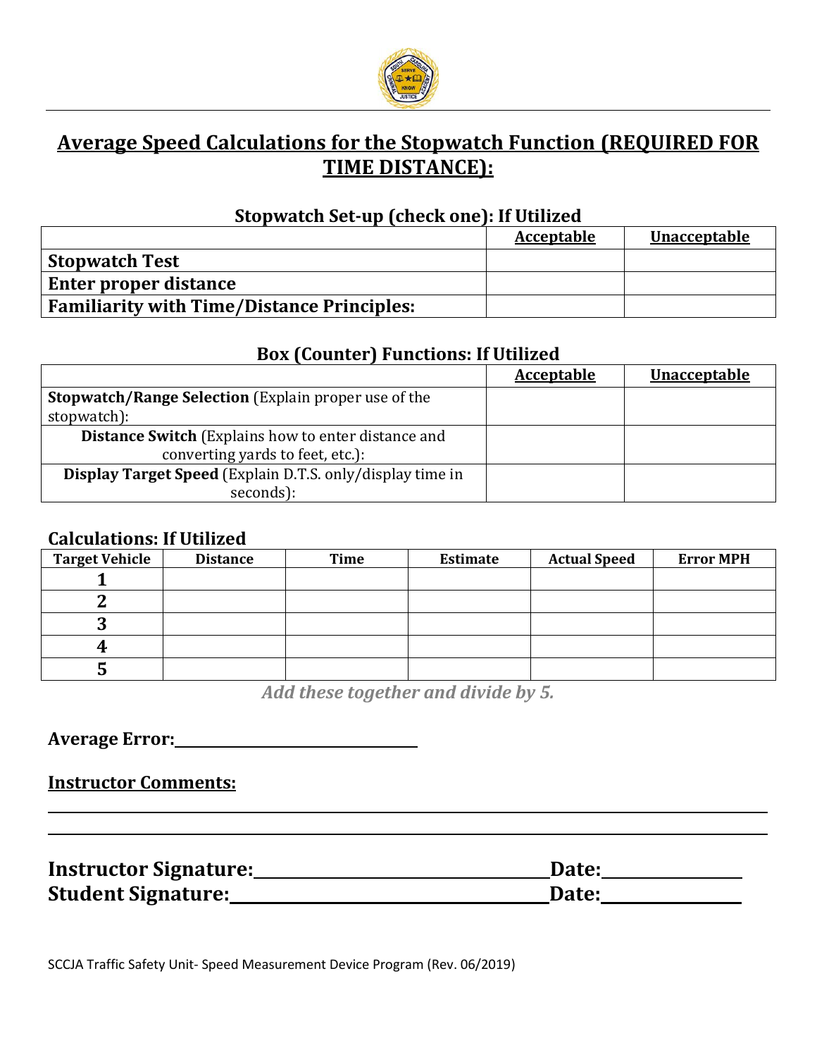# Average Speed Calculations for the Stopwatch Function (REQUIRED FOR TIME DISTANCE):

### Stopwatch Set-up (check one): If Utilized

| | Acceptable | Unacceptable |
|---|---|---|
| **Stopwatch Test** | | |
| **Enter proper distance** | | |
| **Familiarity with Time/Distance Principles:** | | |

### Box (Counter) Functions: If Utilized

| | Acceptable | Unacceptable |
|---|---|---|
| **Stopwatch/Range Selection** (Explain proper use of the stopwatch): | | |
| **Distance Switch** (Explains how to enter distance and converting yards to feet, etc.): | | |
| **Display Target Speed** (Explain D.T.S. only/display time in seconds): | | |

### Calculations: If Utilized

| Target Vehicle | Distance | Time | Estimate | Actual Speed | Error MPH |
|---|---|---|---|---|---|
| 1 | | | | | |
| 2 | | | | | |
| 3 | | | | | |
| 4 | | | | | |
| 5 | | | | | |

*Add these together and divide by 5.*

**Average Error:**\_\_\_\_\_\_\_\_\_\_\_\_\_\_\_\_\_\_\_\_\_\_\_\_\_\_\_\_

**Instructor Comments:**

\_\_\_\_\_\_\_\_\_\_\_\_\_\_\_\_\_\_\_\_\_\_\_\_\_\_\_\_\_\_\_\_\_\_\_\_\_\_\_\_\_\_\_\_\_\_\_\_\_\_\_\_\_\_\_\_\_\_\_\_\_\_\_\_\_\_\_\_\_\_

\_\_\_\_\_\_\_\_\_\_\_\_\_\_\_\_\_\_\_\_\_\_\_\_\_\_\_\_\_\_\_\_\_\_\_\_\_\_\_\_\_\_\_\_\_\_\_\_\_\_\_\_\_\_\_\_\_\_\_\_\_\_\_\_\_\_\_\_\_\_

**Instructor Signature:**\_\_\_\_\_\_\_\_\_\_\_\_\_\_\_\_\_\_\_\_\_\_\_\_\_\_\_\_\_\_\_\_ **Date:**\_\_\_\_\_\_\_\_\_\_\_\_\_\_

**Student Signature:**\_\_\_\_\_\_\_\_\_\_\_\_\_\_\_\_\_\_\_\_\_\_\_\_\_\_\_\_\_\_\_\_\_\_ **Date:**\_\_\_\_\_\_\_\_\_\_\_\_\_\_

SCCJA Traffic Safety Unit- Speed Measurement Device Program (Rev. 06/2019)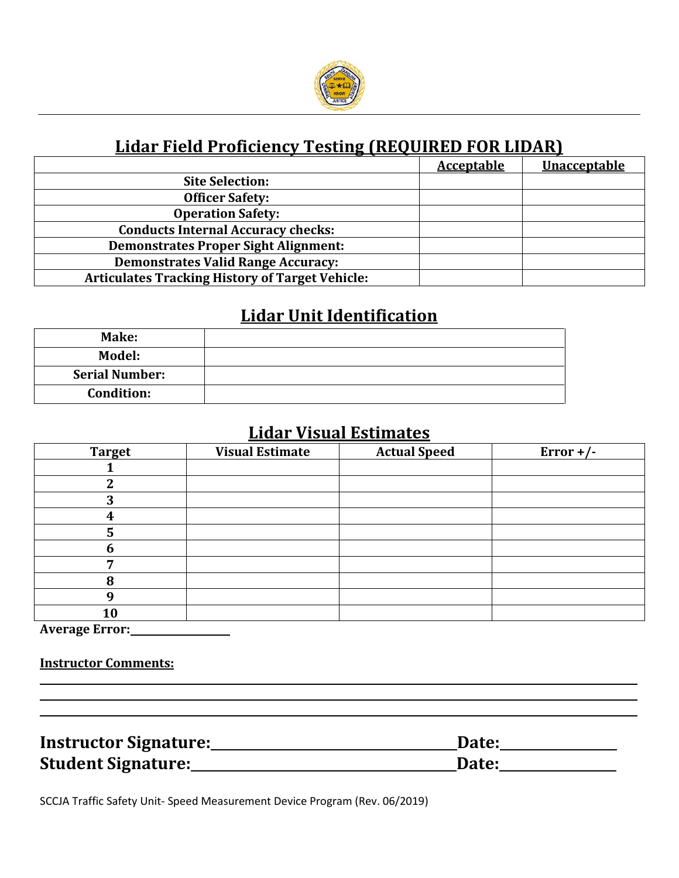## Lidar Field Proficiency Testing (REQUIRED FOR LIDAR)

| | Acceptable | Unacceptable |
|---|---|---|
| **Site Selection:** | | |
| **Officer Safety:** | | |
| **Operation Safety:** | | |
| **Conducts Internal Accuracy checks:** | | |
| **Demonstrates Proper Sight Alignment:** | | |
| **Demonstrates Valid Range Accuracy:** | | |
| **Articulates Tracking History of Target Vehicle:** | | |

## Lidar Unit Identification

| | |
|---|---|
| **Make:** | |
| **Model:** | |
| **Serial Number:** | |
| **Condition:** | |

## Lidar Visual Estimates

| Target | Visual Estimate | Actual Speed | Error +/- |
|---|---|---|---|
| 1 | | | |
| 2 | | | |
| 3 | | | |
| 4 | | | |
| 5 | | | |
| 6 | | | |
| 7 | | | |
| 8 | | | |
| 9 | | | |
| 10 | | | |

**Average Error:**\_\_\_\_\_\_\_\_\_\_\_\_\_\_\_\_

**Instructor Comments:**

\_\_\_\_\_\_\_\_\_\_\_\_\_\_\_\_\_\_\_\_\_\_\_\_\_\_\_\_\_\_\_\_\_\_\_\_\_\_\_\_\_\_\_\_\_\_\_\_\_\_\_\_\_\_\_\_\_\_\_\_\_\_\_\_\_\_\_\_\_\_\_\_

\_\_\_\_\_\_\_\_\_\_\_\_\_\_\_\_\_\_\_\_\_\_\_\_\_\_\_\_\_\_\_\_\_\_\_\_\_\_\_\_\_\_\_\_\_\_\_\_\_\_\_\_\_\_\_\_\_\_\_\_\_\_\_\_\_\_\_\_\_\_\_\_

\_\_\_\_\_\_\_\_\_\_\_\_\_\_\_\_\_\_\_\_\_\_\_\_\_\_\_\_\_\_\_\_\_\_\_\_\_\_\_\_\_\_\_\_\_\_\_\_\_\_\_\_\_\_\_\_\_\_\_\_\_\_\_\_\_\_\_\_\_\_\_\_

**Instructor Signature:**\_\_\_\_\_\_\_\_\_\_\_\_\_\_\_\_\_\_\_\_\_\_\_\_\_\_\_\_\_\_\_\_\_\_\_\_ **Date:**\_\_\_\_\_\_\_\_\_\_\_\_\_\_\_\_

**Student Signature:**\_\_\_\_\_\_\_\_\_\_\_\_\_\_\_\_\_\_\_\_\_\_\_\_\_\_\_\_\_\_\_\_\_\_\_\_\_\_ **Date:**\_\_\_\_\_\_\_\_\_\_\_\_\_\_\_\_

SCCJA Traffic Safety Unit- Speed Measurement Device Program (Rev. 06/2019)